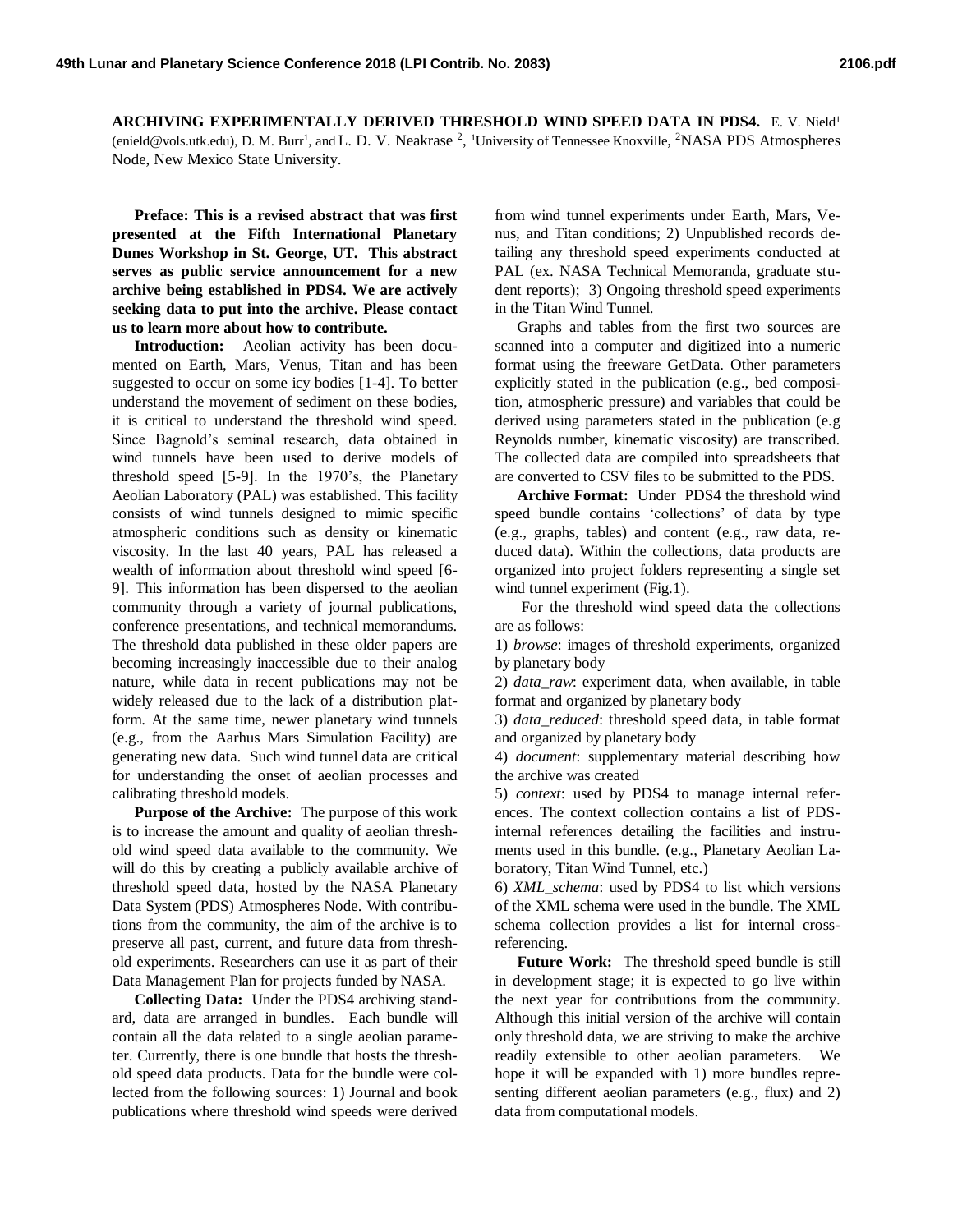**ARCHIVING EXPERIMENTALLY DERIVED THRESHOLD WIND SPEED DATA IN PDS4.** E. V. Nield[1] (enield@vols.utk.edu), D. M. Burr[1], and L. D. V. Neakrase [2], [1]University of Tennessee Knoxville, [2]NASA PDS Atmospheres Node, New Mexico State University.

**Preface: This is a revised abstract that was first presented at the Fifth International Planetary Dunes Workshop in St. George, UT. This abstract serves as public service announcement for a new archive being established in PDS4. We are actively seeking data to put into the archive. Please contact us to learn more about how to contribute.**

**Introduction:** Aeolian activity has been documented on Earth, Mars, Venus, Titan and has been suggested to occur on some icy bodies [1-4]. To better understand the movement of sediment on these bodies, it is critical to understand the threshold wind speed. Since Bagnold's seminal research, data obtained in wind tunnels have been used to derive models of threshold speed [5-9]. In the 1970's, the Planetary Aeolian Laboratory (PAL) was established. This facility consists of wind tunnels designed to mimic specific atmospheric conditions such as density or kinematic viscosity. In the last 40 years, PAL has released a wealth of information about threshold wind speed [6-9]. This information has been dispersed to the aeolian community through a variety of journal publications, conference presentations, and technical memorandums. The threshold data published in these older papers are becoming increasingly inaccessible due to their analog nature, while data in recent publications may not be widely released due to the lack of a distribution platform. At the same time, newer planetary wind tunnels (e.g., from the Aarhus Mars Simulation Facility) are generating new data. Such wind tunnel data are critical for understanding the onset of aeolian processes and calibrating threshold models.

**Purpose of the Archive:** The purpose of this work is to increase the amount and quality of aeolian threshold wind speed data available to the community. We will do this by creating a publicly available archive of threshold speed data, hosted by the NASA Planetary Data System (PDS) Atmospheres Node. With contributions from the community, the aim of the archive is to preserve all past, current, and future data from threshold experiments. Researchers can use it as part of their Data Management Plan for projects funded by NASA.

**Collecting Data:** Under the PDS4 archiving standard, data are arranged in bundles. Each bundle will contain all the data related to a single aeolian parameter. Currently, there is one bundle that hosts the threshold speed data products. Data for the bundle were collected from the following sources: 1) Journal and book publications where threshold wind speeds were derived from wind tunnel experiments under Earth, Mars, Venus, and Titan conditions; 2) Unpublished records detailing any threshold speed experiments conducted at PAL (ex. NASA Technical Memoranda, graduate student reports); 3) Ongoing threshold speed experiments in the Titan Wind Tunnel.

Graphs and tables from the first two sources are scanned into a computer and digitized into a numeric format using the freeware GetData. Other parameters explicitly stated in the publication (e.g., bed composition, atmospheric pressure) and variables that could be derived using parameters stated in the publication (e.g Reynolds number, kinematic viscosity) are transcribed. The collected data are compiled into spreadsheets that are converted to CSV files to be submitted to the PDS.

**Archive Format:** Under PDS4 the threshold wind speed bundle contains 'collections' of data by type (e.g., graphs, tables) and content (e.g., raw data, reduced data). Within the collections, data products are organized into project folders representing a single set wind tunnel experiment (Fig.1).

For the threshold wind speed data the collections are as follows:

1) *browse*: images of threshold experiments, organized by planetary body

2) *data_raw*: experiment data, when available, in table format and organized by planetary body

3) *data_reduced*: threshold speed data, in table format and organized by planetary body

4) *document*: supplementary material describing how the archive was created

5) *context*: used by PDS4 to manage internal references. The context collection contains a list of PDS-internal references detailing the facilities and instruments used in this bundle. (e.g., Planetary Aeolian Laboratory, Titan Wind Tunnel, etc.)

6) *XML_schema*: used by PDS4 to list which versions of the XML schema were used in the bundle. The XML schema collection provides a list for internal cross-referencing.

**Future Work:** The threshold speed bundle is still in development stage; it is expected to go live within the next year for contributions from the community. Although this initial version of the archive will contain only threshold data, we are striving to make the archive readily extensible to other aeolian parameters. We hope it will be expanded with 1) more bundles representing different aeolian parameters (e.g., flux) and 2) data from computational models.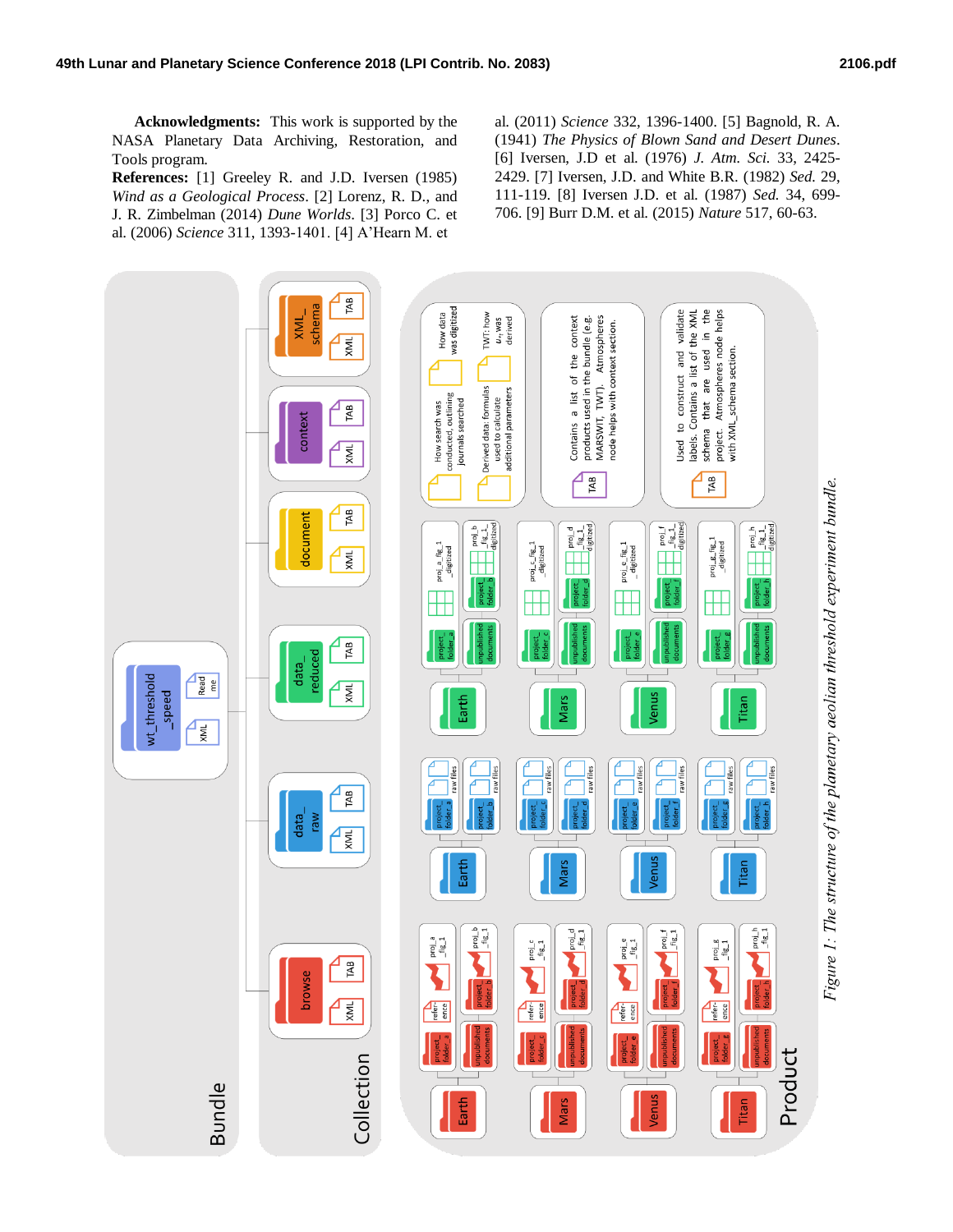**Acknowledgments:** This work is supported by the NASA Planetary Data Archiving, Restoration, and Tools program.

**References:** [1] Greeley R. and J.D. Iversen (1985) *Wind as a Geological Process*. [2] Lorenz, R. D., and J. R. Zimbelman (2014) *Dune Worlds*. [3] Porco C. et al. (2006) *Science* 311, 1393-1401. [4] A'Hearn M. et al. (2011) *Science* 332, 1396-1400. [5] Bagnold, R. A. (1941) *The Physics of Blown Sand and Desert Dunes*. [6] Iversen, J.D et al. (1976) *J. Atm. Sci.* 33, 2425-2429. [7] Iversen, J.D. and White B.R. (1982) *Sed.* 29, 111-119. [8] Iversen J.D. et al. (1987) *Sed.* 34, 699-706. [9] Burr D.M. et al. (2015) *Nature* 517, 60-63.

*Figure 1: The structure of the planetary aeolian threshold experiment bundle.*